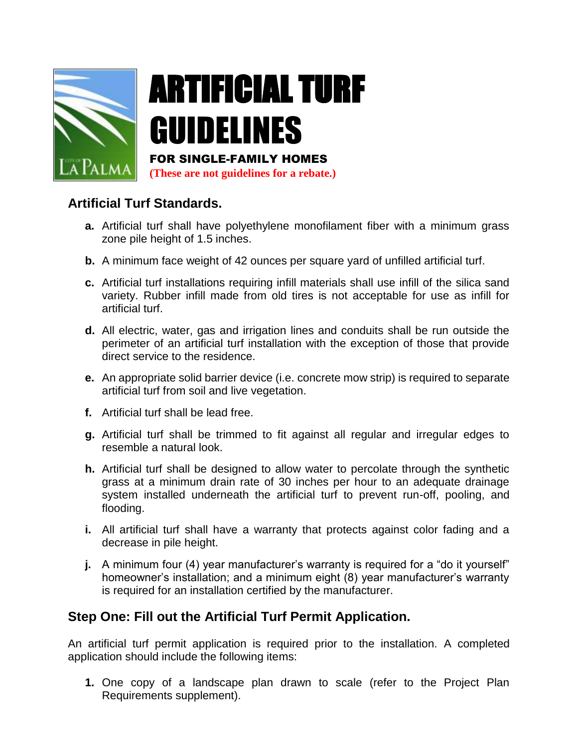# ARTIFICIAL TURF GUIDELINES

**FOR SINGLE-FAMILY HOMES**

**(These are not guidelines for a rebate.)**

## Artificial Turf Standards.

- **a.** Artificial turf shall have polyethylene monofilament fiber with a minimum grass zone pile height of 1.5 inches.
- **b.** A minimum face weight of 42 ounces per square yard of unfilled artificial turf.
- **c.** Artificial turf installations requiring infill materials shall use infill of the silica sand variety. Rubber infill made from old tires is not acceptable for use as infill for artificial turf.
- **d.** All electric, water, gas and irrigation lines and conduits shall be run outside the perimeter of an artificial turf installation with the exception of those that provide direct service to the residence.
- **e.** An appropriate solid barrier device (i.e. concrete mow strip) is required to separate artificial turf from soil and live vegetation.
- **f.** Artificial turf shall be lead free.
- **g.** Artificial turf shall be trimmed to fit against all regular and irregular edges to resemble a natural look.
- **h.** Artificial turf shall be designed to allow water to percolate through the synthetic grass at a minimum drain rate of 30 inches per hour to an adequate drainage system installed underneath the artificial turf to prevent run-off, pooling, and flooding.
- **i.** All artificial turf shall have a warranty that protects against color fading and a decrease in pile height.
- **j.** A minimum four (4) year manufacturer's warranty is required for a "do it yourself" homeowner's installation; and a minimum eight (8) year manufacturer's warranty is required for an installation certified by the manufacturer.

## Step One: Fill out the Artificial Turf Permit Application.

An artificial turf permit application is required prior to the installation. A completed application should include the following items:

1. One copy of a landscape plan drawn to scale (refer to the Project Plan Requirements supplement).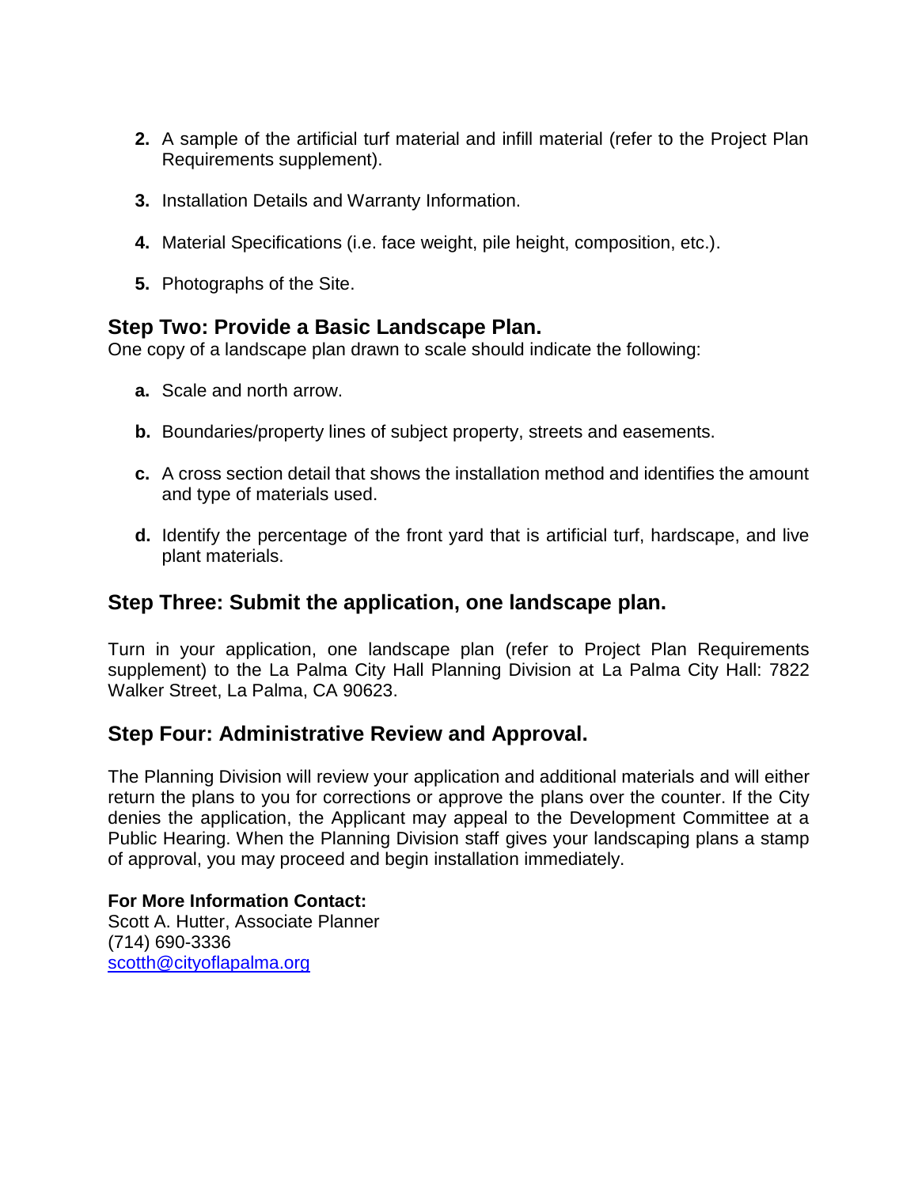2. A sample of the artificial turf material and infill material (refer to the Project Plan Requirements supplement).

3. Installation Details and Warranty Information.

4. Material Specifications (i.e. face weight, pile height, composition, etc.).

5. Photographs of the Site.

### Step Two: Provide a Basic Landscape Plan.

One copy of a landscape plan drawn to scale should indicate the following:

**a.** Scale and north arrow.

**b.** Boundaries/property lines of subject property, streets and easements.

**c.** A cross section detail that shows the installation method and identifies the amount and type of materials used.

**d.** Identify the percentage of the front yard that is artificial turf, hardscape, and live plant materials.

### Step Three: Submit the application, one landscape plan.

Turn in your application, one landscape plan (refer to Project Plan Requirements supplement) to the La Palma City Hall Planning Division at La Palma City Hall: 7822 Walker Street, La Palma, CA 90623.

### Step Four: Administrative Review and Approval.

The Planning Division will review your application and additional materials and will either return the plans to you for corrections or approve the plans over the counter. If the City denies the application, the Applicant may appeal to the Development Committee at a Public Hearing. When the Planning Division staff gives your landscaping plans a stamp of approval, you may proceed and begin installation immediately.

**For More Information Contact:**
Scott A. Hutter, Associate Planner
(714) 690-3336
scotth@cityoflapalma.org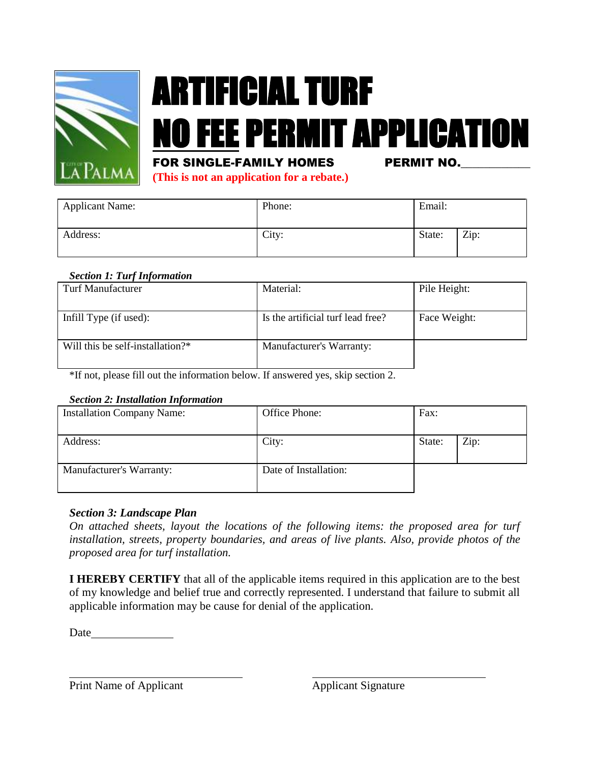# ARTIFICIAL TURF NO FEE PERMIT APPLICATION

**FOR SINGLE-FAMILY HOMES** **PERMIT NO.___________**

**(This is not an application for a rebate.)**

| Applicant Name: | Phone: | Email: | |
|---|---|---|---|
| Address: | City: | State: | Zip: |

***Section 1: Turf Information***

| Turf Manufacturer | Material: | Pile Height: |
|---|---|---|
| Infill Type (if used): | Is the artificial turf lead free? | Face Weight: |
| Will this be self-installation?* | Manufacturer's Warranty: | |

*If not, please fill out the information below. If answered yes, skip section 2.

***Section 2: Installation Information***

| Installation Company Name: | Office Phone: | Fax: | |
|---|---|---|---|
| Address: | City: | State: | Zip: |
| Manufacturer's Warranty: | Date of Installation: | | |

***Section 3: Landscape Plan***

*On attached sheets, layout the locations of the following items: the proposed area for turf installation, streets, property boundaries, and areas of live plants. Also, provide photos of the proposed area for turf installation.*

**I HEREBY CERTIFY** that all of the applicable items required in this application are to the best of my knowledge and belief true and correctly represented. I understand that failure to submit all applicable information may be cause for denial of the application.

Date______________

______________________________ ______________________________

Print Name of Applicant Applicant Signature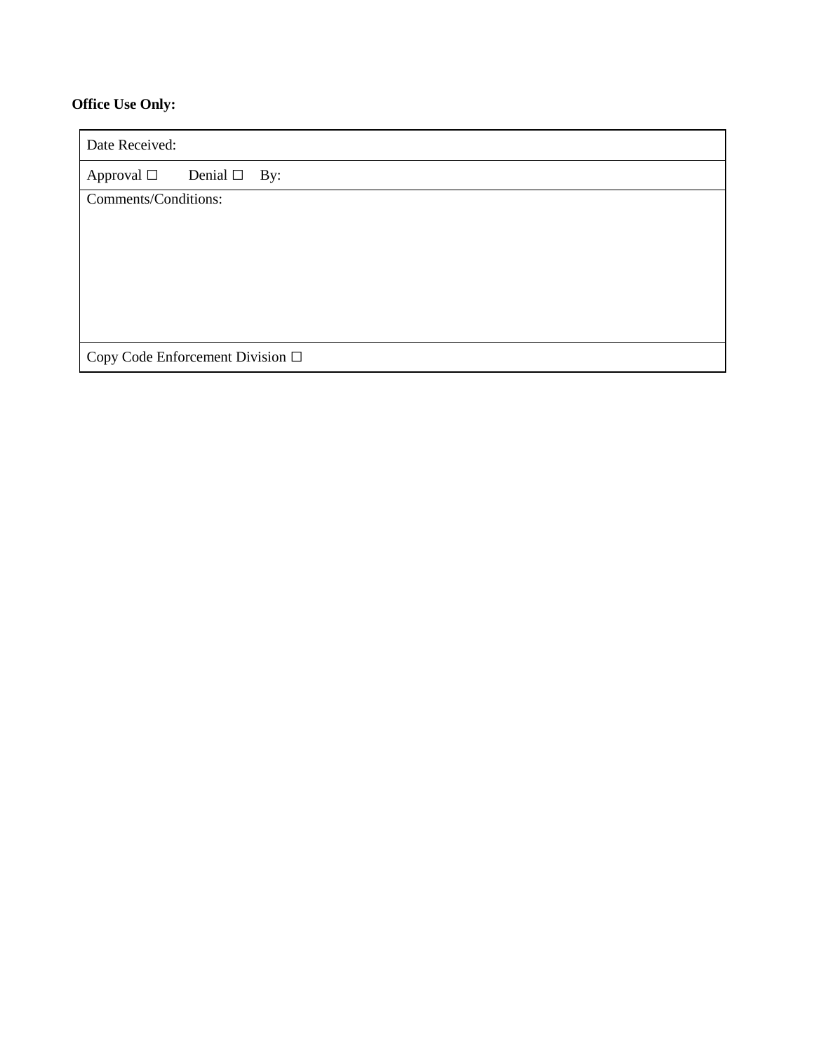**Office Use Only:**

| |
|---|
| Date Received: |
| Approval ☐ Denial ☐ By: |
| Comments/Conditions: |
| Copy Code Enforcement Division ☐ |